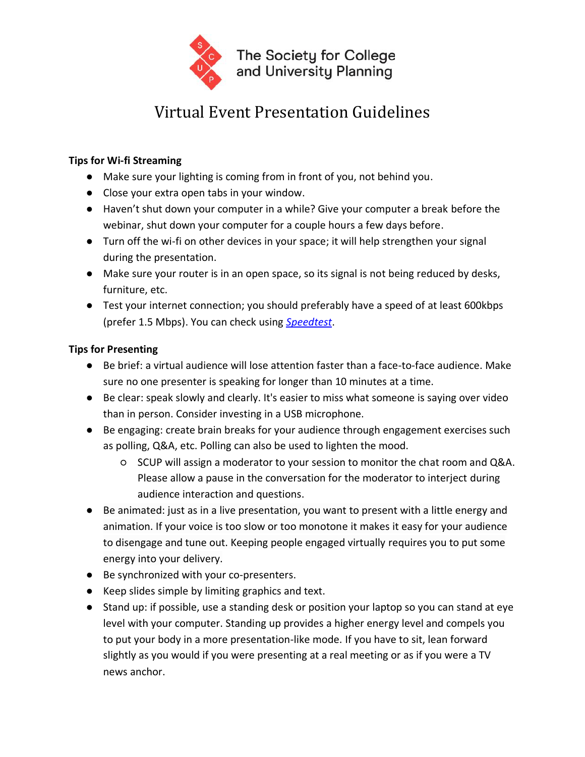The Society for College and University Planning

# Virtual Event Presentation Guidelines

**Tips for Wi-fi Streaming**

- Make sure your lighting is coming from in front of you, not behind you.
- Close your extra open tabs in your window.
- Haven't shut down your computer in a while? Give your computer a break before the webinar, shut down your computer for a couple hours a few days before.
- Turn off the wi-fi on other devices in your space; it will help strengthen your signal during the presentation.
- Make sure your router is in an open space, so its signal is not being reduced by desks, furniture, etc.
- Test your internet connection; you should preferably have a speed of at least 600kbps (prefer 1.5 Mbps). You can check using *Speedtest*.

**Tips for Presenting**

- Be brief: a virtual audience will lose attention faster than a face-to-face audience. Make sure no one presenter is speaking for longer than 10 minutes at a time.
- Be clear: speak slowly and clearly. It's easier to miss what someone is saying over video than in person. Consider investing in a USB microphone.
- Be engaging: create brain breaks for your audience through engagement exercises such as polling, Q&A, etc. Polling can also be used to lighten the mood.
  - SCUP will assign a moderator to your session to monitor the chat room and Q&A. Please allow a pause in the conversation for the moderator to interject during audience interaction and questions.
- Be animated: just as in a live presentation, you want to present with a little energy and animation. If your voice is too slow or too monotone it makes it easy for your audience to disengage and tune out. Keeping people engaged virtually requires you to put some energy into your delivery.
- Be synchronized with your co-presenters.
- Keep slides simple by limiting graphics and text.
- Stand up: if possible, use a standing desk or position your laptop so you can stand at eye level with your computer. Standing up provides a higher energy level and compels you to put your body in a more presentation-like mode. If you have to sit, lean forward slightly as you would if you were presenting at a real meeting or as if you were a TV news anchor.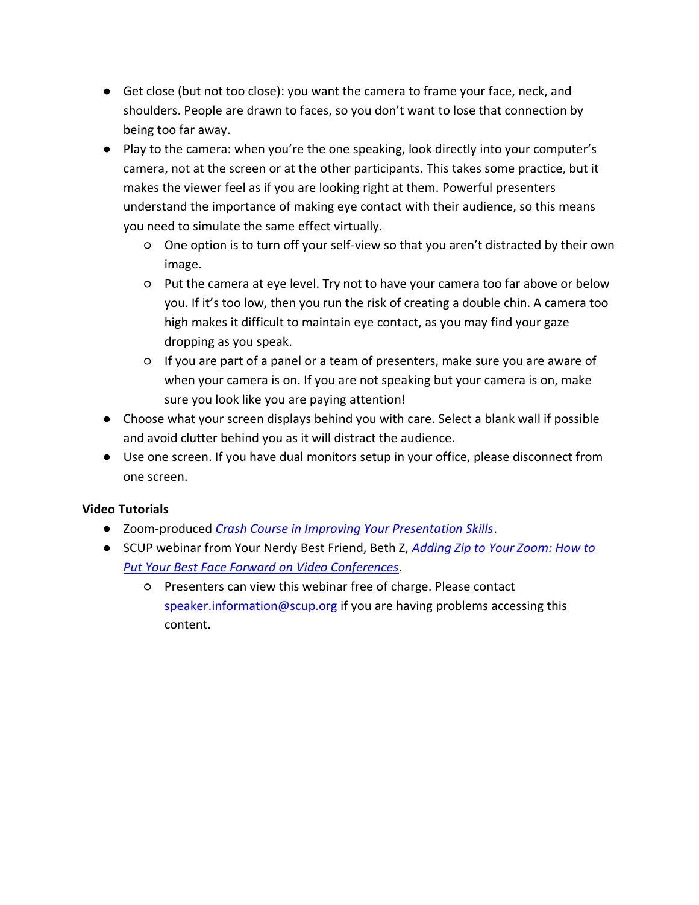- Get close (but not too close): you want the camera to frame your face, neck, and shoulders. People are drawn to faces, so you don't want to lose that connection by being too far away.
- Play to the camera: when you're the one speaking, look directly into your computer's camera, not at the screen or at the other participants. This takes some practice, but it makes the viewer feel as if you are looking right at them. Powerful presenters understand the importance of making eye contact with their audience, so this means you need to simulate the same effect virtually.
  - One option is to turn off your self-view so that you aren't distracted by their own image.
  - Put the camera at eye level. Try not to have your camera too far above or below you. If it's too low, then you run the risk of creating a double chin. A camera too high makes it difficult to maintain eye contact, as you may find your gaze dropping as you speak.
  - If you are part of a panel or a team of presenters, make sure you are aware of when your camera is on. If you are not speaking but your camera is on, make sure you look like you are paying attention!
- Choose what your screen displays behind you with care. Select a blank wall if possible and avoid clutter behind you as it will distract the audience.
- Use one screen. If you have dual monitors setup in your office, please disconnect from one screen.

**Video Tutorials**

- Zoom-produced *Crash Course in Improving Your Presentation Skills*.
- SCUP webinar from Your Nerdy Best Friend, Beth Z, *Adding Zip to Your Zoom: How to Put Your Best Face Forward on Video Conferences*.
  - Presenters can view this webinar free of charge. Please contact speaker.information@scup.org if you are having problems accessing this content.